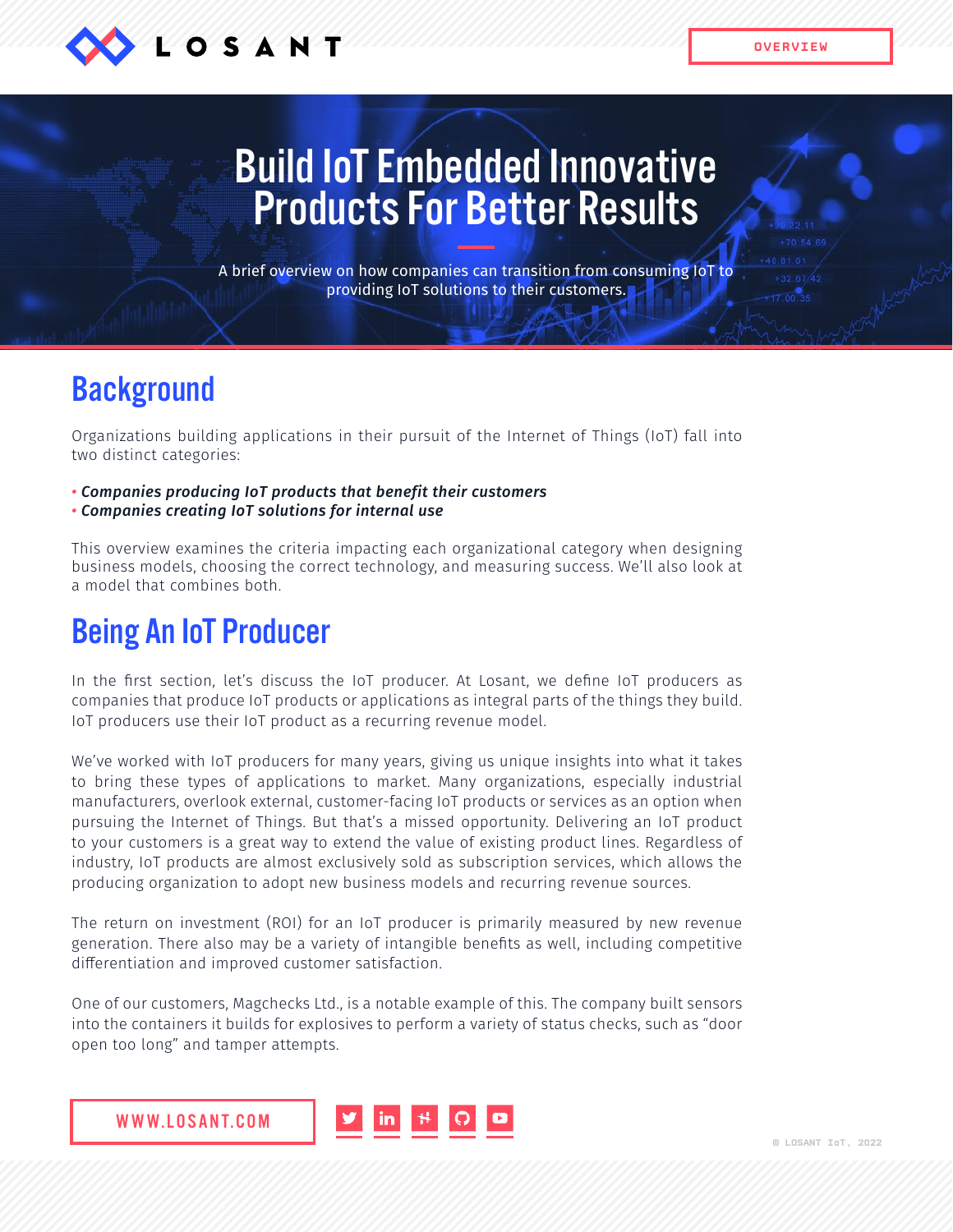# Build IoT Embedded Innovative Products For Better Results

A brief overview on how companies can transition from consuming IoT to providing IoT solutions to their customers.

## Background

Organizations building applications in their pursuit of the Internet of Things (IoT) fall into two distinct categories:

- ***Companies producing IoT products that benefit their customers***
- ***Companies creating IoT solutions for internal use***

This overview examines the criteria impacting each organizational category when designing business models, choosing the correct technology, and measuring success. We'll also look at a model that combines both.

## Being An IoT Producer

In the first section, let's discuss the IoT producer. At Losant, we define IoT producers as companies that produce IoT products or applications as integral parts of the things they build. IoT producers use their IoT product as a recurring revenue model.

We've worked with IoT producers for many years, giving us unique insights into what it takes to bring these types of applications to market. Many organizations, especially industrial manufacturers, overlook external, customer-facing IoT products or services as an option when pursuing the Internet of Things. But that's a missed opportunity. Delivering an IoT product to your customers is a great way to extend the value of existing product lines. Regardless of industry, IoT products are almost exclusively sold as subscription services, which allows the producing organization to adopt new business models and recurring revenue sources.

The return on investment (ROI) for an IoT producer is primarily measured by new revenue generation. There also may be a variety of intangible benefits as well, including competitive differentiation and improved customer satisfaction.

One of our customers, Magchecks Ltd., is a notable example of this. The company built sensors into the containers it builds for explosives to perform a variety of status checks, such as "door open too long" and tamper attempts.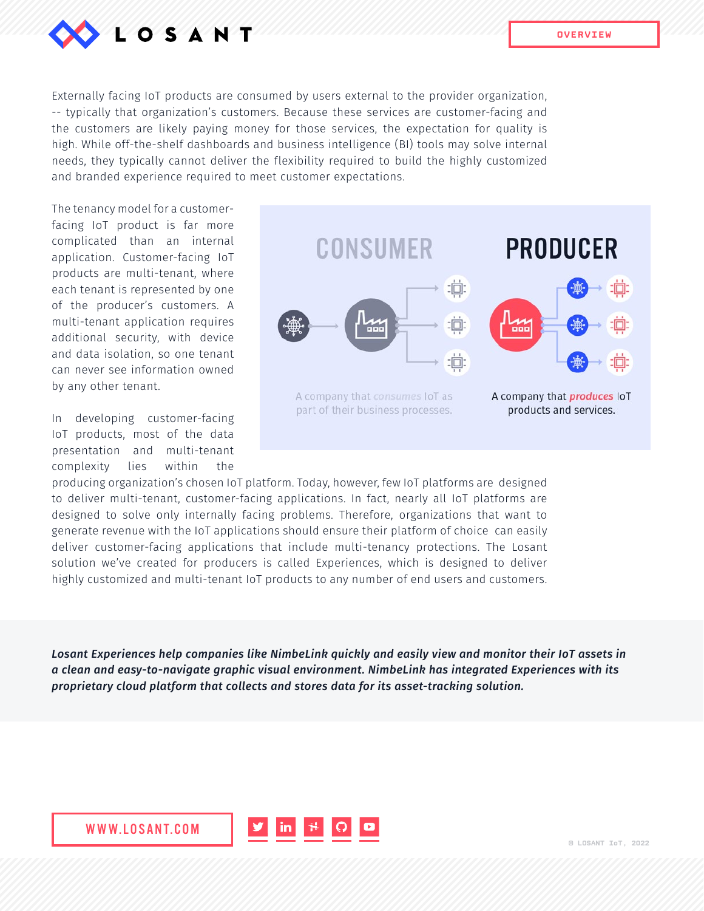Externally facing IoT products are consumed by users external to the provider organization, -- typically that organization's customers. Because these services are customer-facing and the customers are likely paying money for those services, the expectation for quality is high. While off-the-shelf dashboards and business intelligence (BI) tools may solve internal needs, they typically cannot deliver the flexibility required to build the highly customized and branded experience required to meet customer expectations.

The tenancy model for a customer-facing IoT product is far more complicated than an internal application. Customer-facing IoT products are multi-tenant, where each tenant is represented by one of the producer's customers. A multi-tenant application requires additional security, with device and data isolation, so one tenant can never see information owned by any other tenant.

**CONSUMER**

A company that *consumes* IoT as part of their business processes.

**PRODUCER**

A company that *produces* IoT products and services.

In developing customer-facing IoT products, most of the data presentation and multi-tenant complexity lies within the producing organization's chosen IoT platform. Today, however, few IoT platforms are designed to deliver multi-tenant, customer-facing applications. In fact, nearly all IoT platforms are designed to solve only internally facing problems. Therefore, organizations that want to generate revenue with the IoT applications should ensure their platform of choice can easily deliver customer-facing applications that include multi-tenancy protections. The Losant solution we've created for producers is called Experiences, which is designed to deliver highly customized and multi-tenant IoT products to any number of end users and customers.

***Losant Experiences help companies like NimbeLink quickly and easily view and monitor their IoT assets in a clean and easy-to-navigate graphic visual environment. NimbeLink has integrated Experiences with its proprietary cloud platform that collects and stores data for its asset-tracking solution.***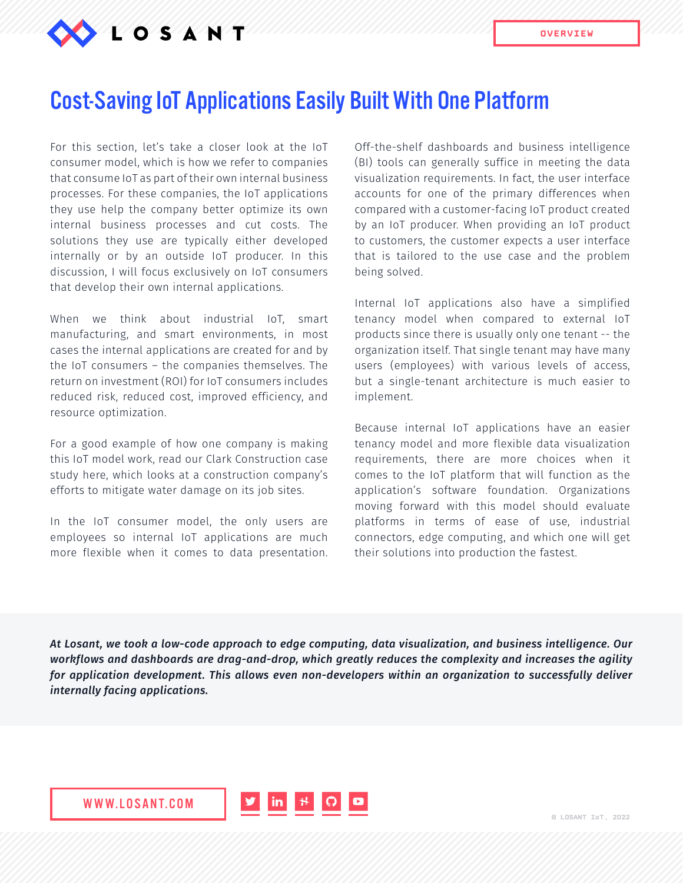# Cost-Saving IoT Applications Easily Built With One Platform

For this section, let's take a closer look at the IoT consumer model, which is how we refer to companies that consume IoT as part of their own internal business processes. For these companies, the IoT applications they use help the company better optimize its own internal business processes and cut costs. The solutions they use are typically either developed internally or by an outside IoT producer. In this discussion, I will focus exclusively on IoT consumers that develop their own internal applications.

When we think about industrial IoT, smart manufacturing, and smart environments, in most cases the internal applications are created for and by the IoT consumers – the companies themselves. The return on investment (ROI) for IoT consumers includes reduced risk, reduced cost, improved efficiency, and resource optimization.

For a good example of how one company is making this IoT model work, read our Clark Construction case study here, which looks at a construction company's efforts to mitigate water damage on its job sites.

In the IoT consumer model, the only users are employees so internal IoT applications are much more flexible when it comes to data presentation. Off-the-shelf dashboards and business intelligence (BI) tools can generally suffice in meeting the data visualization requirements. In fact, the user interface accounts for one of the primary differences when compared with a customer-facing IoT product created by an IoT producer. When providing an IoT product to customers, the customer expects a user interface that is tailored to the use case and the problem being solved.

Internal IoT applications also have a simplified tenancy model when compared to external IoT products since there is usually only one tenant -- the organization itself. That single tenant may have many users (employees) with various levels of access, but a single-tenant architecture is much easier to implement.

Because internal IoT applications have an easier tenancy model and more flexible data visualization requirements, there are more choices when it comes to the IoT platform that will function as the application's software foundation. Organizations moving forward with this model should evaluate platforms in terms of ease of use, industrial connectors, edge computing, and which one will get their solutions into production the fastest.

***At Losant, we took a low-code approach to edge computing, data visualization, and business intelligence. Our workflows and dashboards are drag-and-drop, which greatly reduces the complexity and increases the agility for application development. This allows even non-developers within an organization to successfully deliver internally facing applications.***

WWW.LOSANT.COM

© LOSANT IoT, 2022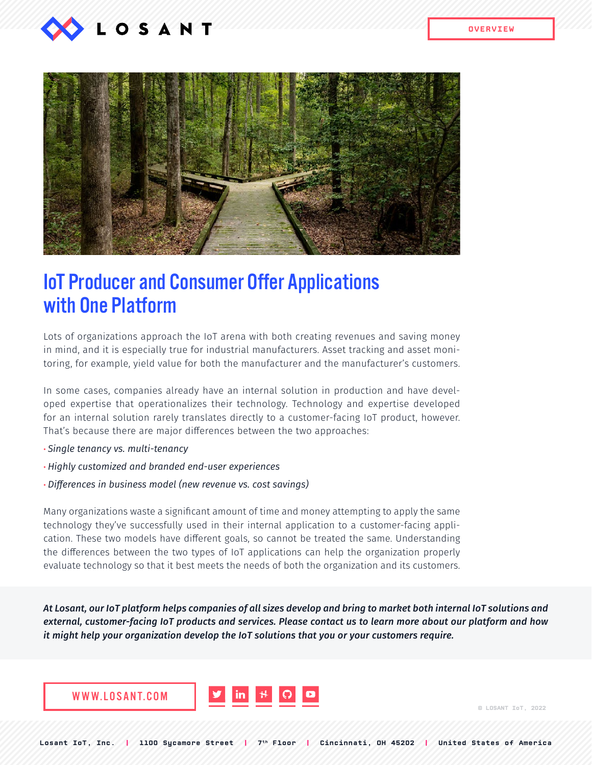# IoT Producer and Consumer Offer Applications with One Platform

Lots of organizations approach the IoT arena with both creating revenues and saving money in mind, and it is especially true for industrial manufacturers. Asset tracking and asset monitoring, for example, yield value for both the manufacturer and the manufacturer's customers.

In some cases, companies already have an internal solution in production and have developed expertise that operationalizes their technology. Technology and expertise developed for an internal solution rarely translates directly to a customer-facing IoT product, however. That's because there are major differences between the two approaches:

- *Single tenancy vs. multi-tenancy*
- *Highly customized and branded end-user experiences*
- *Differences in business model (new revenue vs. cost savings)*

Many organizations waste a significant amount of time and money attempting to apply the same technology they've successfully used in their internal application to a customer-facing application. These two models have different goals, so cannot be treated the same. Understanding the differences between the two types of IoT applications can help the organization properly evaluate technology so that it best meets the needs of both the organization and its customers.

***At Losant, our IoT platform helps companies of all sizes develop and bring to market both internal IoT solutions and external, customer-facing IoT products and services. Please contact us to learn more about our platform and how it might help your organization develop the IoT solutions that you or your customers require.***

WWW.LOSANT.COM

© LOSANT IoT, 2022

Losant IoT, Inc. | 1100 Sycamore Street | 7th Floor | Cincinnati, OH 45202 | United States of America